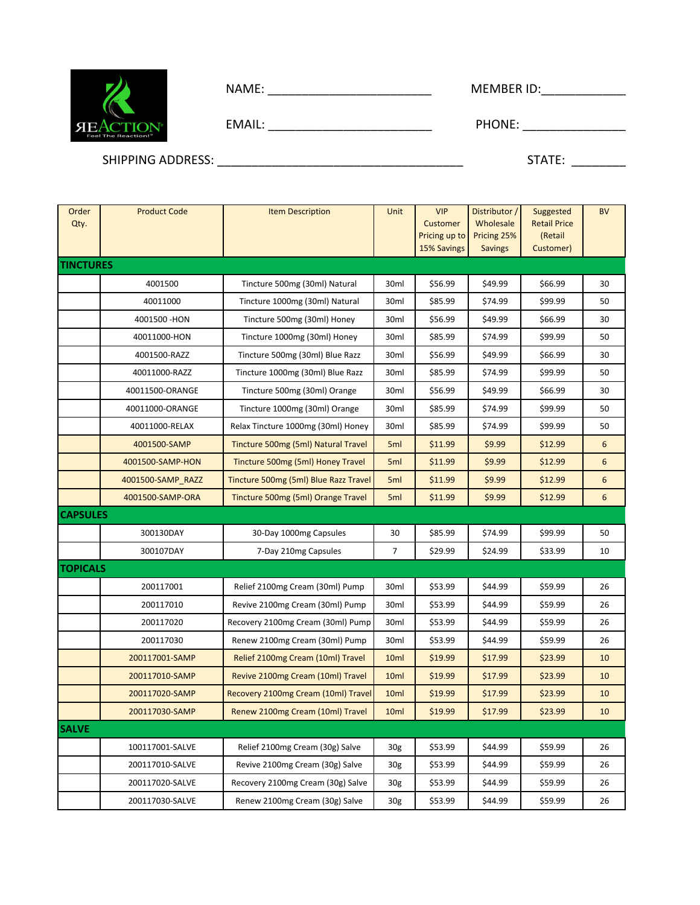NAME: ______________________ MEMBER ID: ___________

EMAIL: ______________________ PHONE: ______________

SHIPPING ADDRESS: __________________________________ STATE: ________

| Order Qty. | Product Code | Item Description | Unit | VIP Customer Pricing up to 15% Savings | Distributor / Wholesale Pricing 25% Savings | Suggested Retail Price (Retail Customer) | BV |
|---|---|---|---|---|---|---|---|
| **TINCTURES** | | | | | | | |
| | 4001500 | Tincture 500mg (30ml) Natural | 30ml | $56.99 | $49.99 | $66.99 | 30 |
| | 40011000 | Tincture 1000mg (30ml) Natural | 30ml | $85.99 | $74.99 | $99.99 | 50 |
| | 4001500 -HON | Tincture 500mg (30ml) Honey | 30ml | $56.99 | $49.99 | $66.99 | 30 |
| | 40011000-HON | Tincture 1000mg (30ml) Honey | 30ml | $85.99 | $74.99 | $99.99 | 50 |
| | 4001500-RAZZ | Tincture 500mg (30ml) Blue Razz | 30ml | $56.99 | $49.99 | $66.99 | 30 |
| | 40011000-RAZZ | Tincture 1000mg (30ml) Blue Razz | 30ml | $85.99 | $74.99 | $99.99 | 50 |
| | 40011500-ORANGE | Tincture 500mg (30ml) Orange | 30ml | $56.99 | $49.99 | $66.99 | 30 |
| | 40011000-ORANGE | Tincture 1000mg (30ml) Orange | 30ml | $85.99 | $74.99 | $99.99 | 50 |
| | 40011000-RELAX | Relax Tincture 1000mg (30ml) Honey | 30ml | $85.99 | $74.99 | $99.99 | 50 |
| | 4001500-SAMP | Tincture 500mg (5ml) Natural Travel | 5ml | $11.99 | $9.99 | $12.99 | 6 |
| | 4001500-SAMP-HON | Tincture 500mg (5ml) Honey Travel | 5ml | $11.99 | $9.99 | $12.99 | 6 |
| | 4001500-SAMP_RAZZ | Tincture 500mg (5ml) Blue Razz Travel | 5ml | $11.99 | $9.99 | $12.99 | 6 |
| | 4001500-SAMP-ORA | Tincture 500mg (5ml) Orange Travel | 5ml | $11.99 | $9.99 | $12.99 | 6 |
| **CAPSULES** | | | | | | | |
| | 300130DAY | 30-Day 1000mg Capsules | 30 | $85.99 | $74.99 | $99.99 | 50 |
| | 300107DAY | 7-Day 210mg Capsules | 7 | $29.99 | $24.99 | $33.99 | 10 |
| **TOPICALS** | | | | | | | |
| | 200117001 | Relief 2100mg Cream (30ml) Pump | 30ml | $53.99 | $44.99 | $59.99 | 26 |
| | 200117010 | Revive 2100mg Cream (30ml) Pump | 30ml | $53.99 | $44.99 | $59.99 | 26 |
| | 200117020 | Recovery 2100mg Cream (30ml) Pump | 30ml | $53.99 | $44.99 | $59.99 | 26 |
| | 200117030 | Renew 2100mg Cream (30ml) Pump | 30ml | $53.99 | $44.99 | $59.99 | 26 |
| | 200117001-SAMP | Relief 2100mg Cream (10ml) Travel | 10ml | $19.99 | $17.99 | $23.99 | 10 |
| | 200117010-SAMP | Revive 2100mg Cream (10ml) Travel | 10ml | $19.99 | $17.99 | $23.99 | 10 |
| | 200117020-SAMP | Recovery 2100mg Cream (10ml) Travel | 10ml | $19.99 | $17.99 | $23.99 | 10 |
| | 200117030-SAMP | Renew 2100mg Cream (10ml) Travel | 10ml | $19.99 | $17.99 | $23.99 | 10 |
| **SALVE** | | | | | | | |
| | 100117001-SALVE | Relief 2100mg Cream (30g) Salve | 30g | $53.99 | $44.99 | $59.99 | 26 |
| | 200117010-SALVE | Revive 2100mg Cream (30g) Salve | 30g | $53.99 | $44.99 | $59.99 | 26 |
| | 200117020-SALVE | Recovery 2100mg Cream (30g) Salve | 30g | $53.99 | $44.99 | $59.99 | 26 |
| | 200117030-SALVE | Renew 2100mg Cream (30g) Salve | 30g | $53.99 | $44.99 | $59.99 | 26 |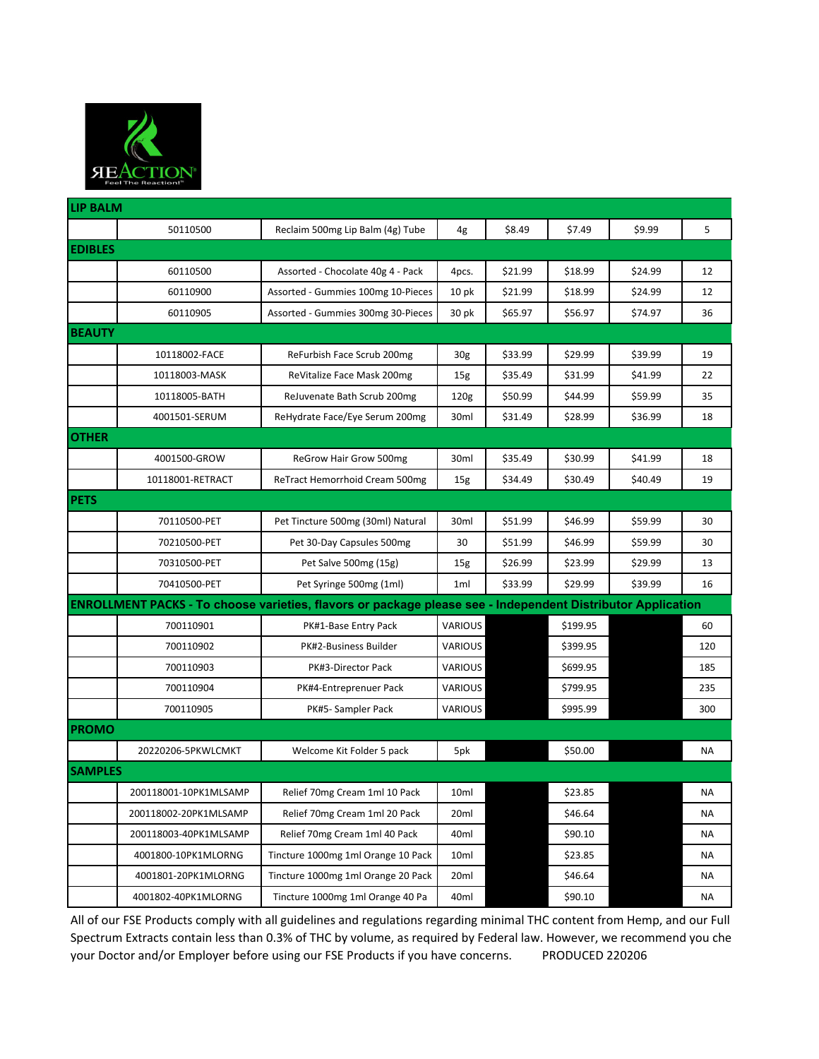| | | | | | | | |
|---|---|---|---|---|---|---|---|
| **LIP BALM** | | | | | | | |
| | 50110500 | Reclaim 500mg Lip Balm (4g) Tube | 4g | $8.49 | $7.49 | $9.99 | 5 |
| **EDIBLES** | | | | | | | |
| | 60110500 | Assorted - Chocolate 40g 4 - Pack | 4pcs. | $21.99 | $18.99 | $24.99 | 12 |
| | 60110900 | Assorted - Gummies 100mg 10-Pieces | 10 pk | $21.99 | $18.99 | $24.99 | 12 |
| | 60110905 | Assorted - Gummies 300mg 30-Pieces | 30 pk | $65.97 | $56.97 | $74.97 | 36 |
| **BEAUTY** | | | | | | | |
| | 10118002-FACE | ReFurbish Face Scrub 200mg | 30g | $33.99 | $29.99 | $39.99 | 19 |
| | 10118003-MASK | ReVitalize Face Mask 200mg | 15g | $35.49 | $31.99 | $41.99 | 22 |
| | 10118005-BATH | ReJuvenate Bath Scrub 200mg | 120g | $50.99 | $44.99 | $59.99 | 35 |
| | 4001501-SERUM | ReHydrate Face/Eye Serum 200mg | 30ml | $31.49 | $28.99 | $36.99 | 18 |
| **OTHER** | | | | | | | |
| | 4001500-GROW | ReGrow Hair Grow 500mg | 30ml | $35.49 | $30.99 | $41.99 | 18 |
| | 10118001-RETRACT | ReTract Hemorrhoid Cream 500mg | 15g | $34.49 | $30.49 | $40.49 | 19 |
| **PETS** | | | | | | | |
| | 70110500-PET | Pet Tincture 500mg (30ml) Natural | 30ml | $51.99 | $46.99 | $59.99 | 30 |
| | 70210500-PET | Pet 30-Day Capsules 500mg | 30 | $51.99 | $46.99 | $59.99 | 30 |
| | 70310500-PET | Pet Salve 500mg (15g) | 15g | $26.99 | $23.99 | $29.99 | 13 |
| | 70410500-PET | Pet Syringe 500mg (1ml) | 1ml | $33.99 | $29.99 | $39.99 | 16 |
| **ENROLLMENT PACKS - To choose varieties, flavors or package please see - Independent Distributor Application** | | | | | | | |
| | 700110901 | PK#1-Base Entry Pack | VARIOUS | | $199.95 | | 60 |
| | 700110902 | PK#2-Business Builder | VARIOUS | | $399.95 | | 120 |
| | 700110903 | PK#3-Director Pack | VARIOUS | | $699.95 | | 185 |
| | 700110904 | PK#4-Entreprenuer Pack | VARIOUS | | $799.95 | | 235 |
| | 700110905 | PK#5- Sampler Pack | VARIOUS | | $995.99 | | 300 |
| **PROMO** | | | | | | | |
| | 20220206-5PKWLCMKT | Welcome Kit Folder 5 pack | 5pk | | $50.00 | | NA |
| **SAMPLES** | | | | | | | |
| | 200118001-10PK1MLSAMP | Relief 70mg Cream 1ml 10 Pack | 10ml | | $23.85 | | NA |
| | 200118002-20PK1MLSAMP | Relief 70mg Cream 1ml 20 Pack | 20ml | | $46.64 | | NA |
| | 200118003-40PK1MLSAMP | Relief 70mg Cream 1ml 40 Pack | 40ml | | $90.10 | | NA |
| | 4001800-10PK1MLORNG | Tincture 1000mg 1ml Orange 10 Pack | 10ml | | $23.85 | | NA |
| | 4001801-20PK1MLORNG | Tincture 1000mg 1ml Orange 20 Pack | 20ml | | $46.64 | | NA |
| | 4001802-40PK1MLORNG | Tincture 1000mg 1ml Orange 40 Pa | 40ml | | $90.10 | | NA |

All of our FSE Products comply with all guidelines and regulations regarding minimal THC content from Hemp, and our Full Spectrum Extracts contain less than 0.3% of THC by volume, as required by Federal law. However, we recommend you che your Doctor and/or Employer before using our FSE Products if you have concerns. PRODUCED 220206